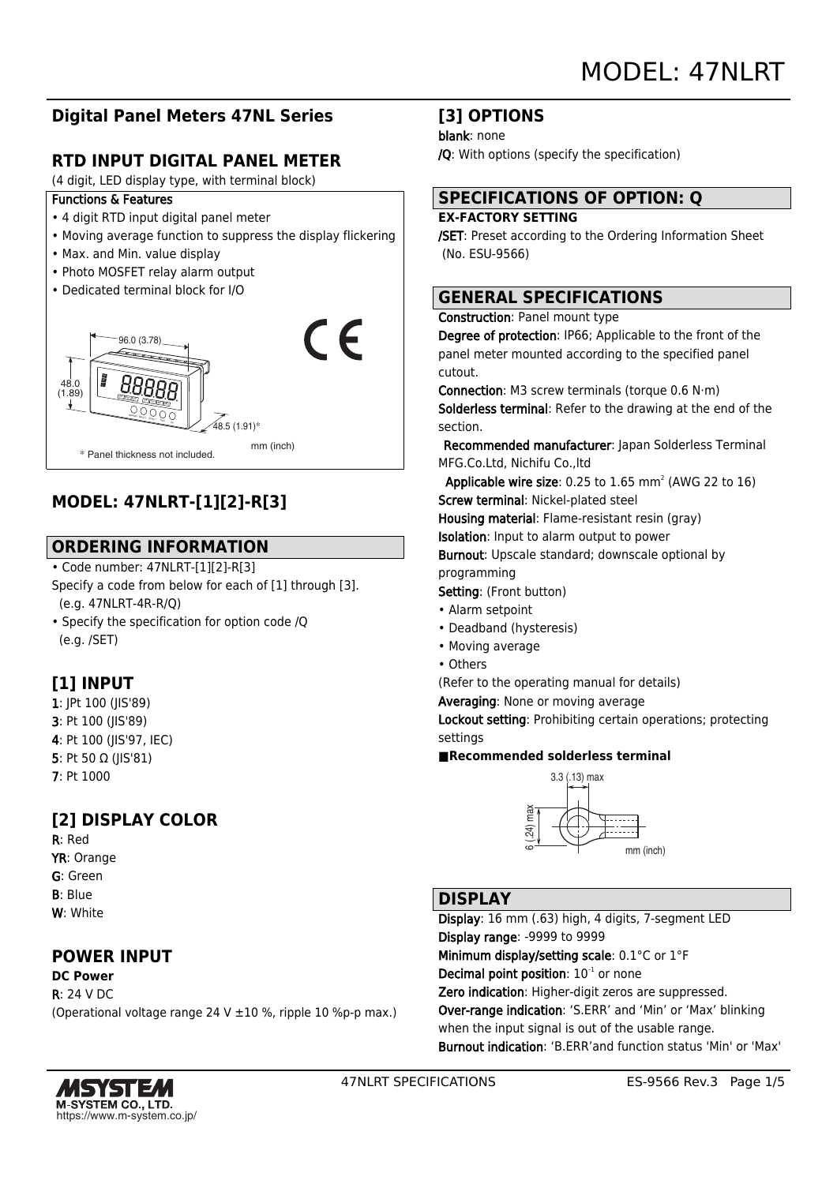# MODEL: 47NLRT

## Digital Panel Meters 47NL Series

## RTD INPUT DIGITAL PANEL METER

(4 digit, LED display type, with terminal block)

**Functions & Features**

- 4 digit RTD input digital panel meter
- Moving average function to suppress the display flickering
- Max. and Min. value display
- Photo MOSFET relay alarm output
- Dedicated terminal block for I/O

96.0 (3.78)

48.0 (1.89)

48.5 (1.91)*

mm (inch)

* Panel thickness not included.

## MODEL: 47NLRT-[1][2]-R[3]

## ORDERING INFORMATION

- Code number: 47NLRT-[1][2]-R[3]

Specify a code from below for each of [1] through [3].
(e.g. 47NLRT-4R-R/Q)

- Specify the specification for option code /Q
(e.g. /SET)

### [1] INPUT

**1**: JPt 100 (JIS'89)
**3**: Pt 100 (JIS'89)
**4**: Pt 100 (JIS'97, IEC)
**5**: Pt 50 Ω (JIS'81)
**7**: Pt 1000

### [2] DISPLAY COLOR

**R**: Red
**YR**: Orange
**G**: Green
**B**: Blue
**W**: White

### POWER INPUT

**DC Power**

**R**: 24 V DC
(Operational voltage range 24 V ±10 %, ripple 10 %p-p max.)

### [3] OPTIONS

**blank**: none
**/Q**: With options (specify the specification)

## SPECIFICATIONS OF OPTION: Q

**EX-FACTORY SETTING**

**/SET**: Preset according to the Ordering Information Sheet (No. ESU-9566)

## GENERAL SPECIFICATIONS

**Construction**: Panel mount type
**Degree of protection**: IP66; Applicable to the front of the panel meter mounted according to the specified panel cutout.
**Connection**: M3 screw terminals (torque 0.6 N·m)
**Solderless terminal**: Refer to the drawing at the end of the section.
**Recommended manufacturer**: Japan Solderless Terminal MFG.Co.Ltd, Nichifu Co.,ltd
**Applicable wire size**: 0.25 to 1.65 $mm^2$ (AWG 22 to 16)
**Screw terminal**: Nickel-plated steel
**Housing material**: Flame-resistant resin (gray)
**Isolation**: Input to alarm output to power
**Burnout**: Upscale standard; downscale optional by programming
**Setting**: (Front button)

- Alarm setpoint
- Deadband (hysteresis)
- Moving average
- Others

(Refer to the operating manual for details)
**Averaging**: None or moving average
**Lockout setting**: Prohibiting certain operations; protecting settings

■**Recommended solderless terminal**

3.3 (.13) max

6 (.24) max

mm (inch)

## DISPLAY

**Display**: 16 mm (.63) high, 4 digits, 7-segment LED
**Display range**: -9999 to 9999
**Minimum display/setting scale**: 0.1°C or 1°F
**Decimal point position**: $10^{-1}$ or none
**Zero indication**: Higher-digit zeros are suppressed.
**Over-range indication**: 'S.ERR' and 'Min' or 'Max' blinking when the input signal is out of the usable range.
**Burnout indication**: 'B.ERR'and function status 'Min' or 'Max'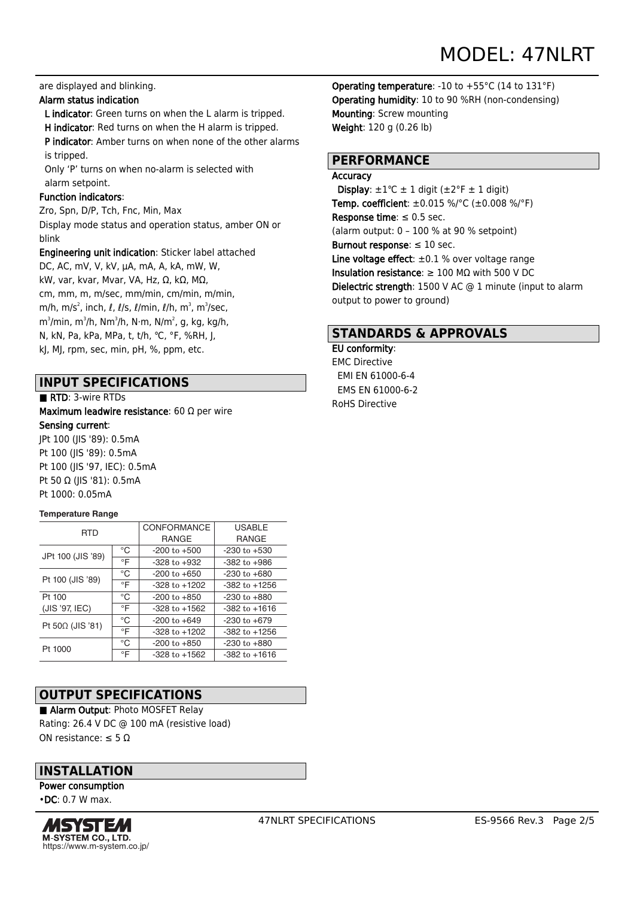are displayed and blinking.

**Alarm status indication**

**L indicator**: Green turns on when the L alarm is tripped.

**H indicator**: Red turns on when the H alarm is tripped.

**P indicator**: Amber turns on when none of the other alarms is tripped.

Only 'P' turns on when no-alarm is selected with alarm setpoint.

**Function indicators**:

Zro, Spn, D/P, Tch, Fnc, Min, Max

Display mode status and operation status, amber ON or blink

**Engineering unit indication**: Sticker label attached

DC, AC, mV, V, kV, µA, mA, A, kA, mW, W, kW, var, kvar, Mvar, VA, Hz, Ω, kΩ, MΩ, cm, mm, m, m/sec, mm/min, cm/min, m/min, m/h, m/s$^2$, inch, ℓ, ℓ/s, ℓ/min, ℓ/h, m$^3$, m$^3$/sec, m$^3$/min, m$^3$/h, Nm$^3$/h, N·m, N/m$^2$, g, kg, kg/h, N, kN, Pa, kPa, MPa, t, t/h, ℃, °F, %RH, J, kJ, MJ, rpm, sec, min, pH, %, ppm, etc.

## INPUT SPECIFICATIONS

■ **RTD**: 3-wire RTDs

**Maximum leadwire resistance**: 60 Ω per wire

**Sensing current**:

JPt 100 (JIS '89): 0.5mA

Pt 100 (JIS '89): 0.5mA

Pt 100 (JIS '97, IEC): 0.5mA

Pt 50 Ω (JIS '81): 0.5mA

Pt 1000: 0.05mA

**Temperature Range**

| RTD | | CONFORMANCE RANGE | USABLE RANGE |
|---|---|---|---|
| JPt 100 (JIS '89) | °C | -200 to +500 | -230 to +530 |
| | °F | -328 to +932 | -382 to +986 |
| Pt 100 (JIS '89) | °C | -200 to +650 | -230 to +680 |
| | °F | -328 to +1202 | -382 to +1256 |
| Pt 100 (JIS '97, IEC) | °C | -200 to +850 | -230 to +880 |
| | °F | -328 to +1562 | -382 to +1616 |
| Pt 50Ω (JIS '81) | °C | -200 to +649 | -230 to +679 |
| | °F | -328 to +1202 | -382 to +1256 |
| Pt 1000 | °C | -200 to +850 | -230 to +880 |
| | °F | -328 to +1562 | -382 to +1616 |

## OUTPUT SPECIFICATIONS

■ **Alarm Output**: Photo MOSFET Relay

Rating: 26.4 V DC @ 100 mA (resistive load)

ON resistance: ≤ 5 Ω

## INSTALLATION

**Power consumption**

•**DC**: 0.7 W max.

**Operating temperature**: -10 to +55°C (14 to 131°F)

**Operating humidity**: 10 to 90 %RH (non-condensing)

**Mounting**: Screw mounting

**Weight**: 120 g (0.26 lb)

## PERFORMANCE

**Accuracy**

**Display**: ±1℃ ± 1 digit (±2°F ± 1 digit)

**Temp. coefficient**: ±0.015 %/°C (±0.008 %/°F)

**Response time**: ≤ 0.5 sec.

(alarm output: 0 – 100 % at 90 % setpoint)

**Burnout response**: ≤ 10 sec.

**Line voltage effect**: ±0.1 % over voltage range

**Insulation resistance**: ≥ 100 MΩ with 500 V DC

**Dielectric strength**: 1500 V AC @ 1 minute (input to alarm output to power to ground)

## STANDARDS & APPROVALS

**EU conformity**:

EMC Directive

EMI EN 61000-6-4

EMS EN 61000-6-2

RoHS Directive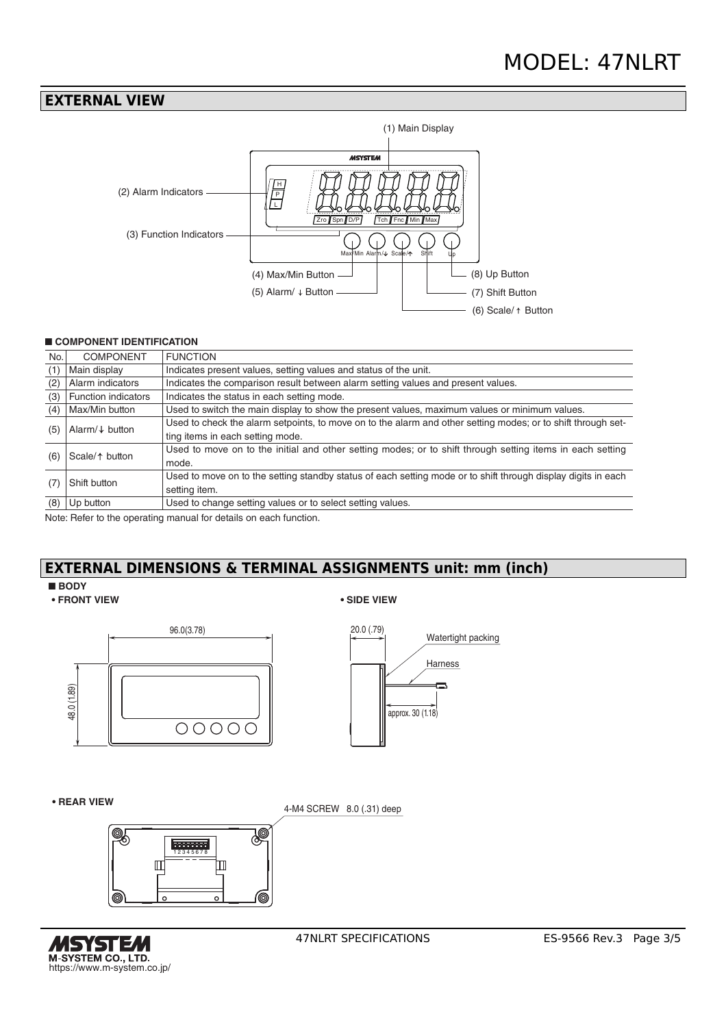## EXTERNAL VIEW

(1) Main Display

(2) Alarm Indicators

(3) Function Indicators

(4) Max/Min Button

(5) Alarm/↓ Button

(6) Scale/↑ Button

(7) Shift Button

(8) Up Button

### ■ COMPONENT IDENTIFICATION

| No. | COMPONENT | FUNCTION |
|---|---|---|
| (1) | Main display | Indicates present values, setting values and status of the unit. |
| (2) | Alarm indicators | Indicates the comparison result between alarm setting values and present values. |
| (3) | Function indicators | Indicates the status in each setting mode. |
| (4) | Max/Min button | Used to switch the main display to show the present values, maximum values or minimum values. |
| (5) | Alarm/↓ button | Used to check the alarm setpoints, to move on to the alarm and other setting modes; or to shift through setting items in each setting mode. |
| (6) | Scale/↑ button | Used to move on to the initial and other setting modes; or to shift through setting items in each setting mode. |
| (7) | Shift button | Used to move on to the setting standby status of each setting mode or to shift through display digits in each setting item. |
| (8) | Up button | Used to change setting values or to select setting values. |

Note: Refer to the operating manual for details on each function.

## EXTERNAL DIMENSIONS & TERMINAL ASSIGNMENTS unit: mm (inch)

### ■ BODY

**• FRONT VIEW**

96.0(3.78)

48.0 (1.89)

**• SIDE VIEW**

20.0 (.79)

Watertight packing

Harness

approx. 30 (1.18)

**• REAR VIEW**

4-M4 SCREW 8.0 (.31) deep

1 2 3 4 5 6 7 8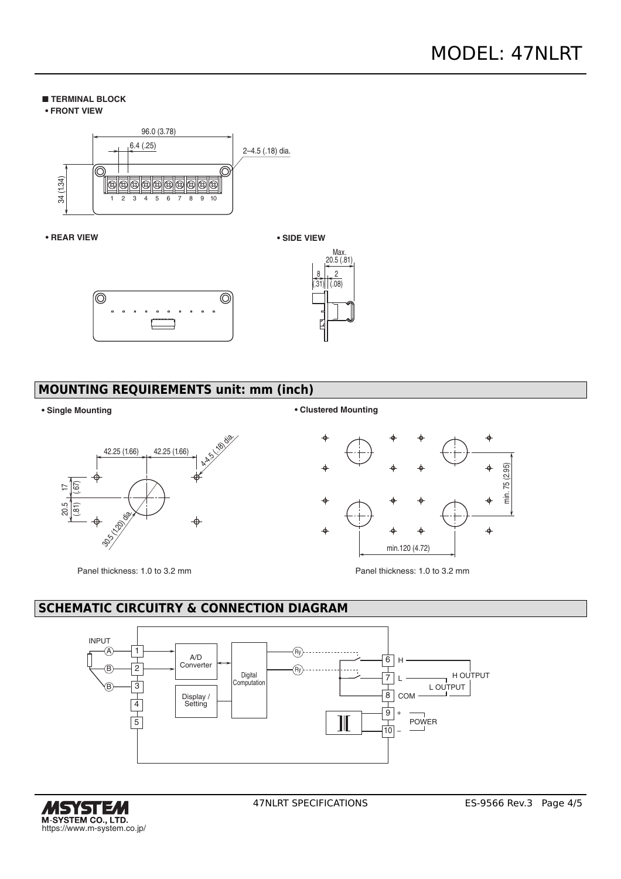■ **TERMINAL BLOCK**

• **FRONT VIEW**

96.0 (3.78)

6.4 (.25)

2–4.5 (.18) dia.

34 (1.34)

1 2 3 4 5 6 7 8 9 10

• **REAR VIEW**

• **SIDE VIEW**

Max. 20.5 (.81)

8 (.31)

2 (.08)

## MOUNTING REQUIREMENTS unit: mm (inch)

• **Single Mounting**

42.25 (1.66) 42.25 (1.66)

4-4.5 (.18) dia.

17 (.67)

20.5 (.81)

30.5 (1.20) dia.

Panel thickness: 1.0 to 3.2 mm

• **Clustered Mounting**

min. 75 (2.95)

min.120 (4.72)

Panel thickness: 1.0 to 3.2 mm

## SCHEMATIC CIRCUITRY & CONNECTION DIAGRAM

INPUT

A 1

B 2

B 3

4

5

A/D Converter

Display / Setting

Digital Computation

Ry

Ry

6 H

7 L

8 COM

H OUTPUT

L OUTPUT

9 +

10 –

POWER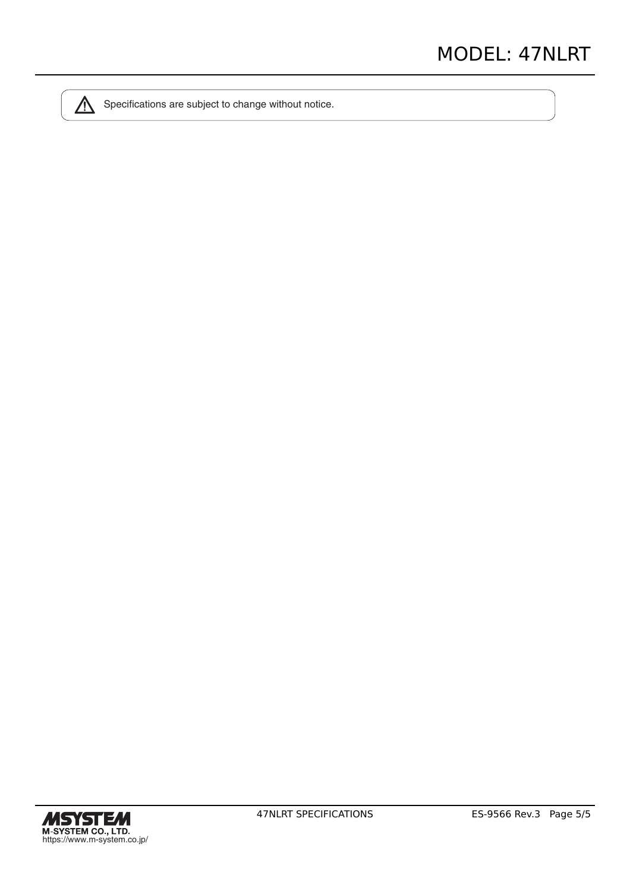⚠ Specifications are subject to change without notice.